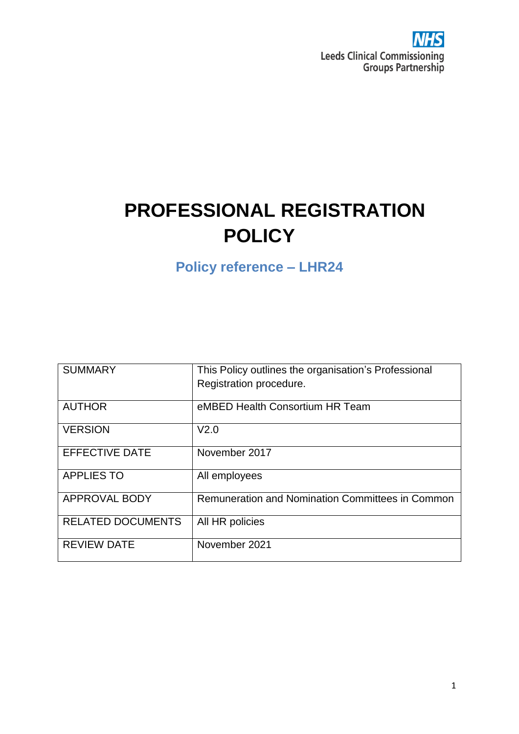NHS
Leeds Clinical Commissioning Groups Partnership

# PROFESSIONAL REGISTRATION POLICY

## Policy reference – LHR24

| SUMMARY | This Policy outlines the organisation's Professional Registration procedure. |
|---|---|
| AUTHOR | eMBED Health Consortium HR Team |
| VERSION | V2.0 |
| EFFECTIVE DATE | November 2017 |
| APPLIES TO | All employees |
| APPROVAL BODY | Remuneration and Nomination Committees in Common |
| RELATED DOCUMENTS | All HR policies |
| REVIEW DATE | November 2021 |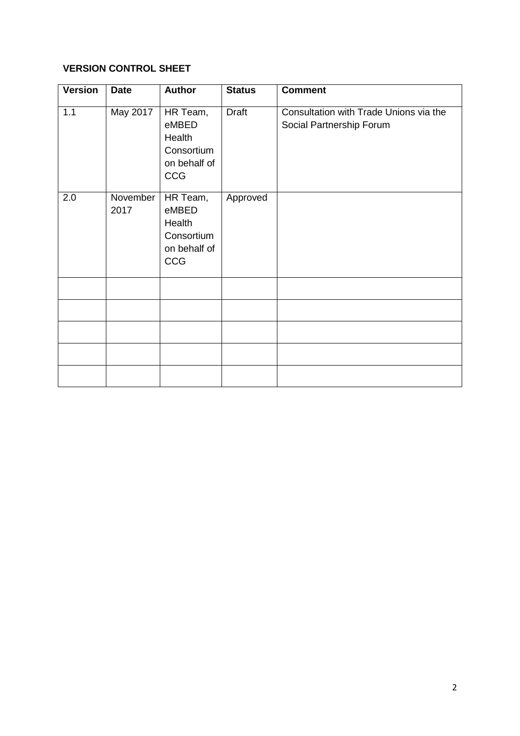**VERSION CONTROL SHEET**

| Version | Date | Author | Status | Comment |
|---|---|---|---|---|
| 1.1 | May 2017 | HR Team, eMBED Health Consortium on behalf of CCG | Draft | Consultation with Trade Unions via the Social Partnership Forum |
| 2.0 | November 2017 | HR Team, eMBED Health Consortium on behalf of CCG | Approved | |
| | | | | |
| | | | | |
| | | | | |
| | | | | |
| | | | | |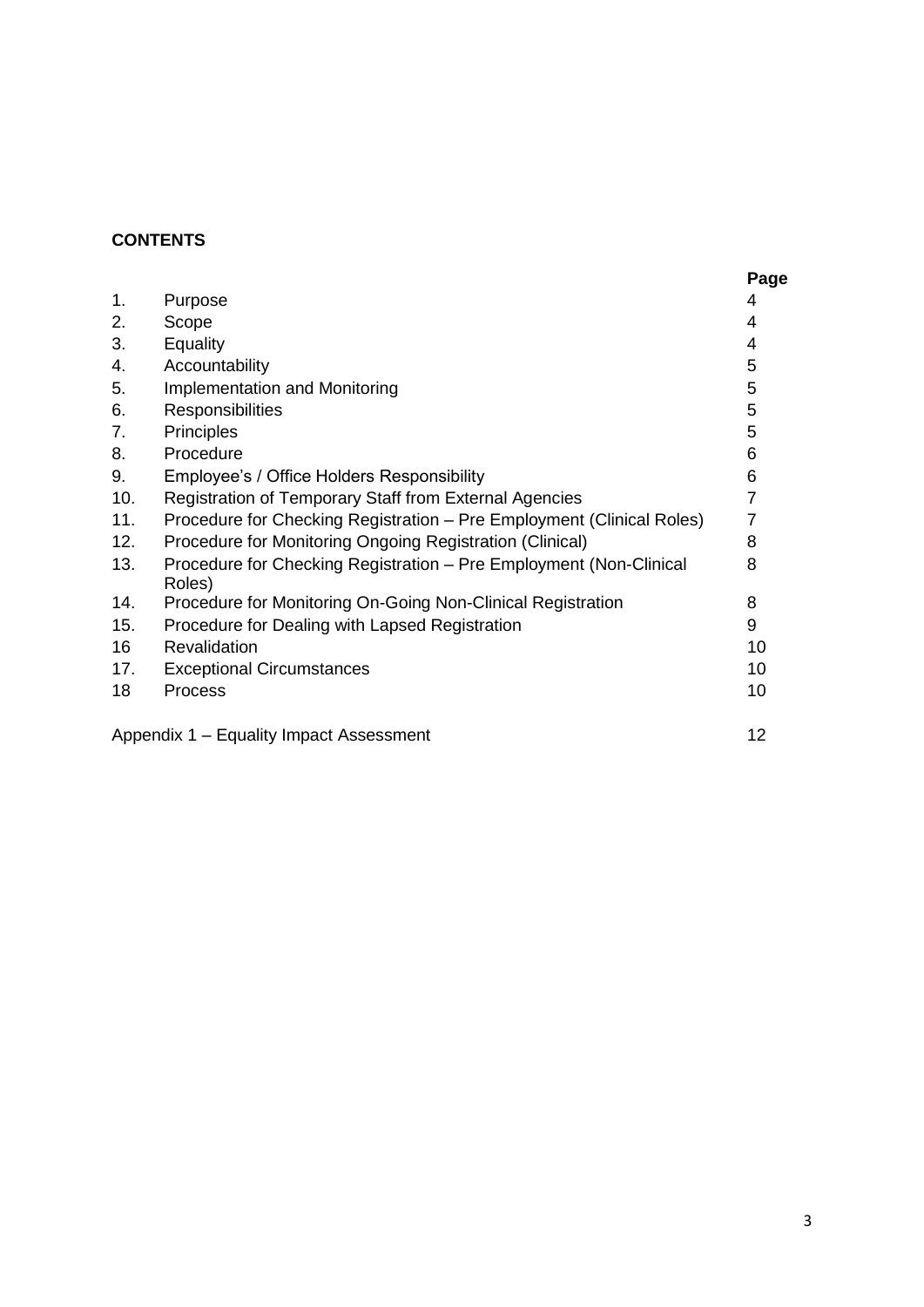**CONTENTS**

| | | Page |
|---|---|---|
| 1. | Purpose | 4 |
| 2. | Scope | 4 |
| 3. | Equality | 4 |
| 4. | Accountability | 5 |
| 5. | Implementation and Monitoring | 5 |
| 6. | Responsibilities | 5 |
| 7. | Principles | 5 |
| 8. | Procedure | 6 |
| 9. | Employee's / Office Holders Responsibility | 6 |
| 10. | Registration of Temporary Staff from External Agencies | 7 |
| 11. | Procedure for Checking Registration – Pre Employment (Clinical Roles) | 7 |
| 12. | Procedure for Monitoring Ongoing Registration (Clinical) | 8 |
| 13. | Procedure for Checking Registration – Pre Employment (Non-Clinical Roles) | 8 |
| 14. | Procedure for Monitoring On-Going Non-Clinical Registration | 8 |
| 15. | Procedure for Dealing with Lapsed Registration | 9 |
| 16 | Revalidation | 10 |
| 17. | Exceptional Circumstances | 10 |
| 18 | Process | 10 |

Appendix 1 – Equality Impact Assessment 12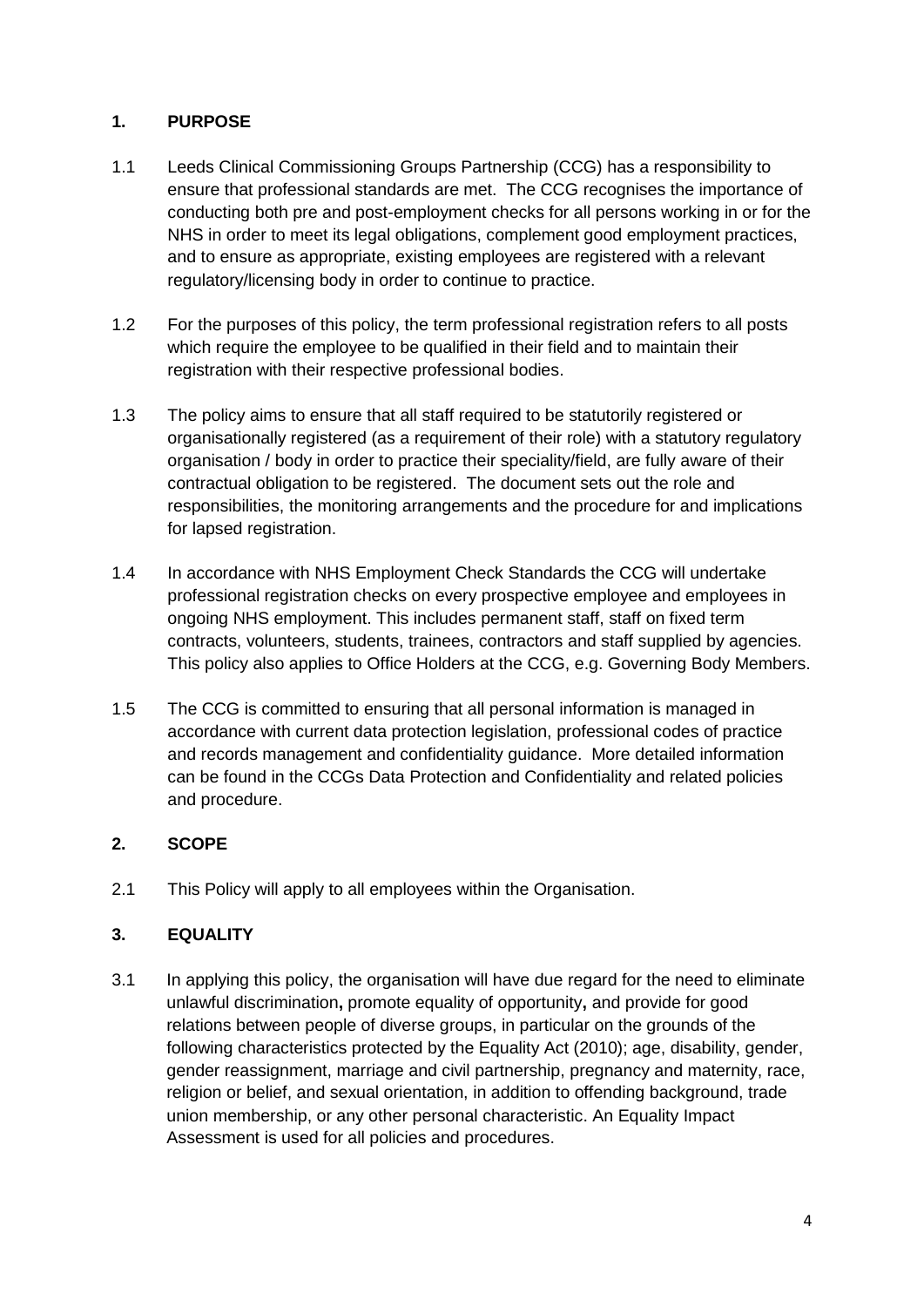## 1. PURPOSE

1.1 Leeds Clinical Commissioning Groups Partnership (CCG) has a responsibility to ensure that professional standards are met. The CCG recognises the importance of conducting both pre and post-employment checks for all persons working in or for the NHS in order to meet its legal obligations, complement good employment practices, and to ensure as appropriate, existing employees are registered with a relevant regulatory/licensing body in order to continue to practice.

1.2 For the purposes of this policy, the term professional registration refers to all posts which require the employee to be qualified in their field and to maintain their registration with their respective professional bodies.

1.3 The policy aims to ensure that all staff required to be statutorily registered or organisationally registered (as a requirement of their role) with a statutory regulatory organisation / body in order to practice their speciality/field, are fully aware of their contractual obligation to be registered. The document sets out the role and responsibilities, the monitoring arrangements and the procedure for and implications for lapsed registration.

1.4 In accordance with NHS Employment Check Standards the CCG will undertake professional registration checks on every prospective employee and employees in ongoing NHS employment. This includes permanent staff, staff on fixed term contracts, volunteers, students, trainees, contractors and staff supplied by agencies. This policy also applies to Office Holders at the CCG, e.g. Governing Body Members.

1.5 The CCG is committed to ensuring that all personal information is managed in accordance with current data protection legislation, professional codes of practice and records management and confidentiality guidance. More detailed information can be found in the CCGs Data Protection and Confidentiality and related policies and procedure.

## 2. SCOPE

2.1 This Policy will apply to all employees within the Organisation.

## 3. EQUALITY

3.1 In applying this policy, the organisation will have due regard for the need to eliminate unlawful discrimination**,** promote equality of opportunity**,** and provide for good relations between people of diverse groups, in particular on the grounds of the following characteristics protected by the Equality Act (2010); age, disability, gender, gender reassignment, marriage and civil partnership, pregnancy and maternity, race, religion or belief, and sexual orientation, in addition to offending background, trade union membership, or any other personal characteristic. An Equality Impact Assessment is used for all policies and procedures.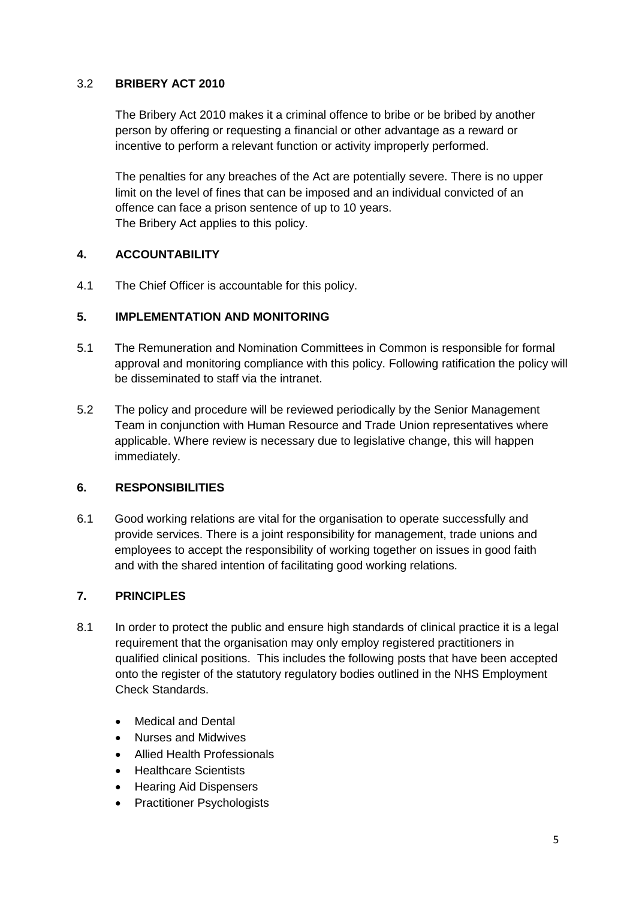### 3.2 BRIBERY ACT 2010

The Bribery Act 2010 makes it a criminal offence to bribe or be bribed by another person by offering or requesting a financial or other advantage as a reward or incentive to perform a relevant function or activity improperly performed.

The penalties for any breaches of the Act are potentially severe. There is no upper limit on the level of fines that can be imposed and an individual convicted of an offence can face a prison sentence of up to 10 years.
The Bribery Act applies to this policy.

## 4. ACCOUNTABILITY

4.1 The Chief Officer is accountable for this policy.

## 5. IMPLEMENTATION AND MONITORING

5.1 The Remuneration and Nomination Committees in Common is responsible for formal approval and monitoring compliance with this policy. Following ratification the policy will be disseminated to staff via the intranet.

5.2 The policy and procedure will be reviewed periodically by the Senior Management Team in conjunction with Human Resource and Trade Union representatives where applicable. Where review is necessary due to legislative change, this will happen immediately.

## 6. RESPONSIBILITIES

6.1 Good working relations are vital for the organisation to operate successfully and provide services. There is a joint responsibility for management, trade unions and employees to accept the responsibility of working together on issues in good faith and with the shared intention of facilitating good working relations.

## 7. PRINCIPLES

8.1 In order to protect the public and ensure high standards of clinical practice it is a legal requirement that the organisation may only employ registered practitioners in qualified clinical positions. This includes the following posts that have been accepted onto the register of the statutory regulatory bodies outlined in the NHS Employment Check Standards.

- Medical and Dental
- Nurses and Midwives
- Allied Health Professionals
- Healthcare Scientists
- Hearing Aid Dispensers
- Practitioner Psychologists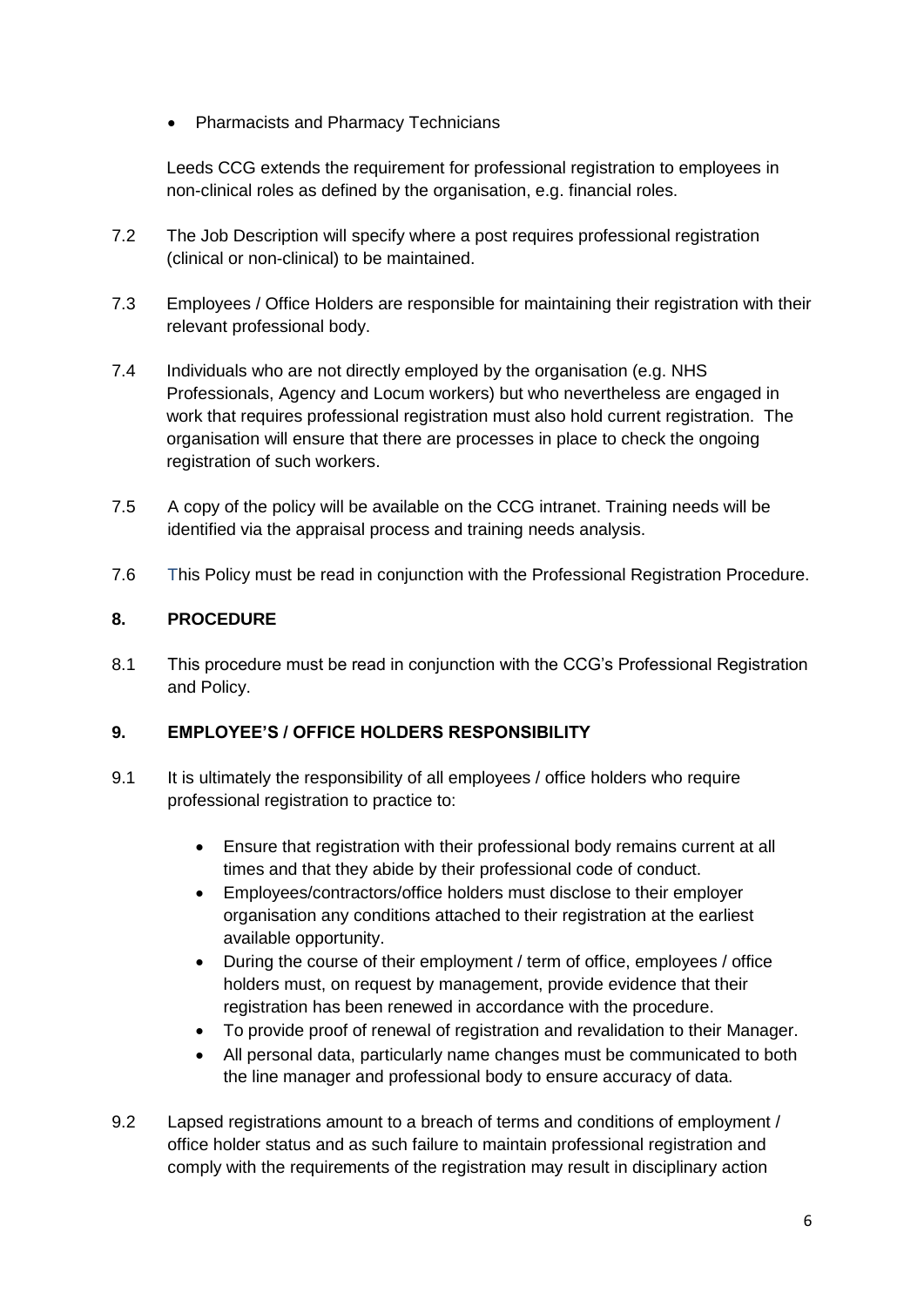- Pharmacists and Pharmacy Technicians

Leeds CCG extends the requirement for professional registration to employees in non-clinical roles as defined by the organisation, e.g. financial roles.

7.2 The Job Description will specify where a post requires professional registration (clinical or non-clinical) to be maintained.

7.3 Employees / Office Holders are responsible for maintaining their registration with their relevant professional body.

7.4 Individuals who are not directly employed by the organisation (e.g. NHS Professionals, Agency and Locum workers) but who nevertheless are engaged in work that requires professional registration must also hold current registration. The organisation will ensure that there are processes in place to check the ongoing registration of such workers.

7.5 A copy of the policy will be available on the CCG intranet. Training needs will be identified via the appraisal process and training needs analysis.

7.6 This Policy must be read in conjunction with the Professional Registration Procedure.

## 8. PROCEDURE

8.1 This procedure must be read in conjunction with the CCG's Professional Registration and Policy.

## 9. EMPLOYEE'S / OFFICE HOLDERS RESPONSIBILITY

9.1 It is ultimately the responsibility of all employees / office holders who require professional registration to practice to:

- Ensure that registration with their professional body remains current at all times and that they abide by their professional code of conduct.
- Employees/contractors/office holders must disclose to their employer organisation any conditions attached to their registration at the earliest available opportunity.
- During the course of their employment / term of office, employees / office holders must, on request by management, provide evidence that their registration has been renewed in accordance with the procedure.
- To provide proof of renewal of registration and revalidation to their Manager.
- All personal data, particularly name changes must be communicated to both the line manager and professional body to ensure accuracy of data.

9.2 Lapsed registrations amount to a breach of terms and conditions of employment / office holder status and as such failure to maintain professional registration and comply with the requirements of the registration may result in disciplinary action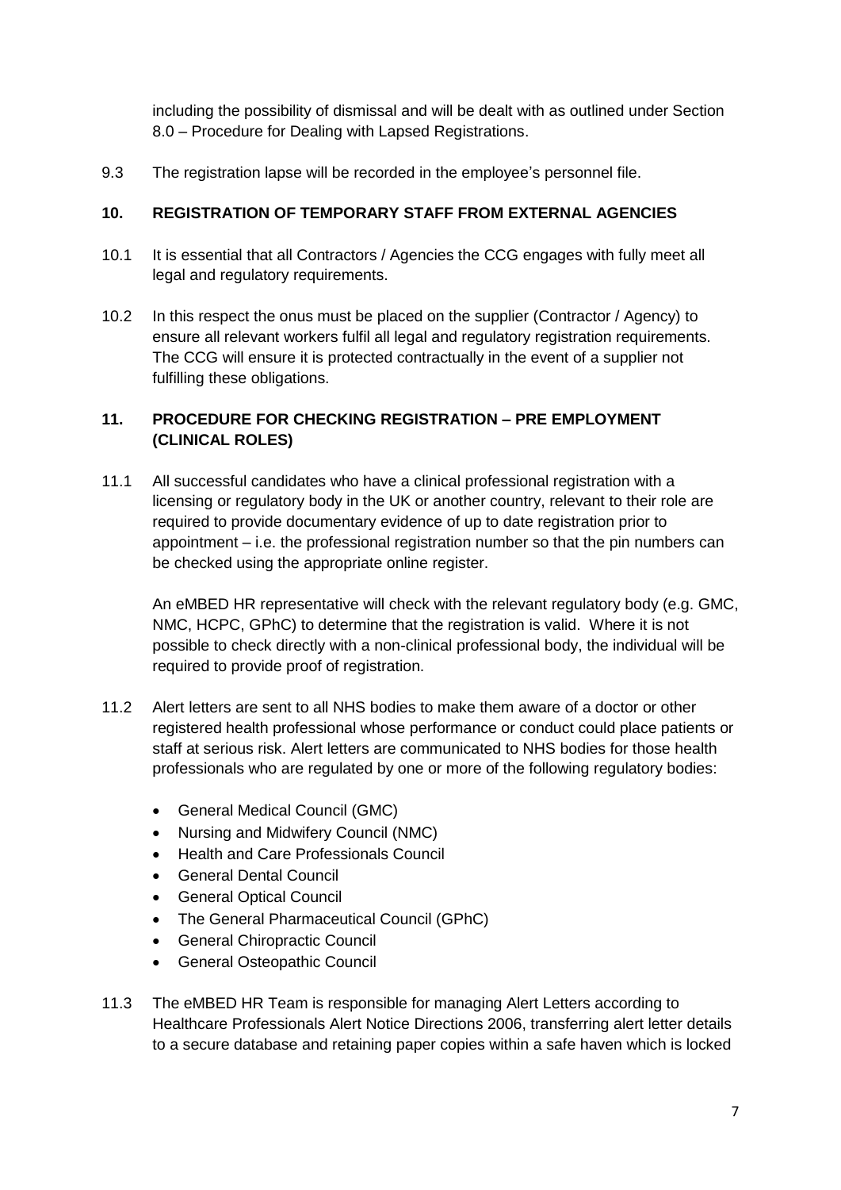including the possibility of dismissal and will be dealt with as outlined under Section 8.0 – Procedure for Dealing with Lapsed Registrations.

9.3 The registration lapse will be recorded in the employee's personnel file.

## 10. REGISTRATION OF TEMPORARY STAFF FROM EXTERNAL AGENCIES

10.1 It is essential that all Contractors / Agencies the CCG engages with fully meet all legal and regulatory requirements.

10.2 In this respect the onus must be placed on the supplier (Contractor / Agency) to ensure all relevant workers fulfil all legal and regulatory registration requirements. The CCG will ensure it is protected contractually in the event of a supplier not fulfilling these obligations.

## 11. PROCEDURE FOR CHECKING REGISTRATION – PRE EMPLOYMENT (CLINICAL ROLES)

11.1 All successful candidates who have a clinical professional registration with a licensing or regulatory body in the UK or another country, relevant to their role are required to provide documentary evidence of up to date registration prior to appointment – i.e. the professional registration number so that the pin numbers can be checked using the appropriate online register.

An eMBED HR representative will check with the relevant regulatory body (e.g. GMC, NMC, HCPC, GPhC) to determine that the registration is valid. Where it is not possible to check directly with a non-clinical professional body, the individual will be required to provide proof of registration.

11.2 Alert letters are sent to all NHS bodies to make them aware of a doctor or other registered health professional whose performance or conduct could place patients or staff at serious risk. Alert letters are communicated to NHS bodies for those health professionals who are regulated by one or more of the following regulatory bodies:

- General Medical Council (GMC)
- Nursing and Midwifery Council (NMC)
- Health and Care Professionals Council
- General Dental Council
- General Optical Council
- The General Pharmaceutical Council (GPhC)
- General Chiropractic Council
- General Osteopathic Council

11.3 The eMBED HR Team is responsible for managing Alert Letters according to Healthcare Professionals Alert Notice Directions 2006, transferring alert letter details to a secure database and retaining paper copies within a safe haven which is locked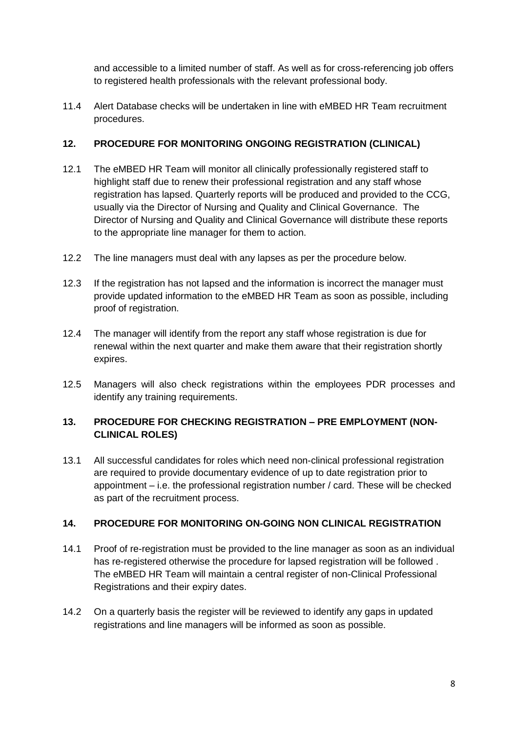and accessible to a limited number of staff. As well as for cross-referencing job offers to registered health professionals with the relevant professional body.

11.4 Alert Database checks will be undertaken in line with eMBED HR Team recruitment procedures.

## 12. PROCEDURE FOR MONITORING ONGOING REGISTRATION (CLINICAL)

12.1 The eMBED HR Team will monitor all clinically professionally registered staff to highlight staff due to renew their professional registration and any staff whose registration has lapsed. Quarterly reports will be produced and provided to the CCG, usually via the Director of Nursing and Quality and Clinical Governance. The Director of Nursing and Quality and Clinical Governance will distribute these reports to the appropriate line manager for them to action.

12.2 The line managers must deal with any lapses as per the procedure below.

12.3 If the registration has not lapsed and the information is incorrect the manager must provide updated information to the eMBED HR Team as soon as possible, including proof of registration.

12.4 The manager will identify from the report any staff whose registration is due for renewal within the next quarter and make them aware that their registration shortly expires.

12.5 Managers will also check registrations within the employees PDR processes and identify any training requirements.

## 13. PROCEDURE FOR CHECKING REGISTRATION – PRE EMPLOYMENT (NON-CLINICAL ROLES)

13.1 All successful candidates for roles which need non-clinical professional registration are required to provide documentary evidence of up to date registration prior to appointment – i.e. the professional registration number / card. These will be checked as part of the recruitment process.

## 14. PROCEDURE FOR MONITORING ON-GOING NON CLINICAL REGISTRATION

14.1 Proof of re-registration must be provided to the line manager as soon as an individual has re-registered otherwise the procedure for lapsed registration will be followed . The eMBED HR Team will maintain a central register of non-Clinical Professional Registrations and their expiry dates.

14.2 On a quarterly basis the register will be reviewed to identify any gaps in updated registrations and line managers will be informed as soon as possible.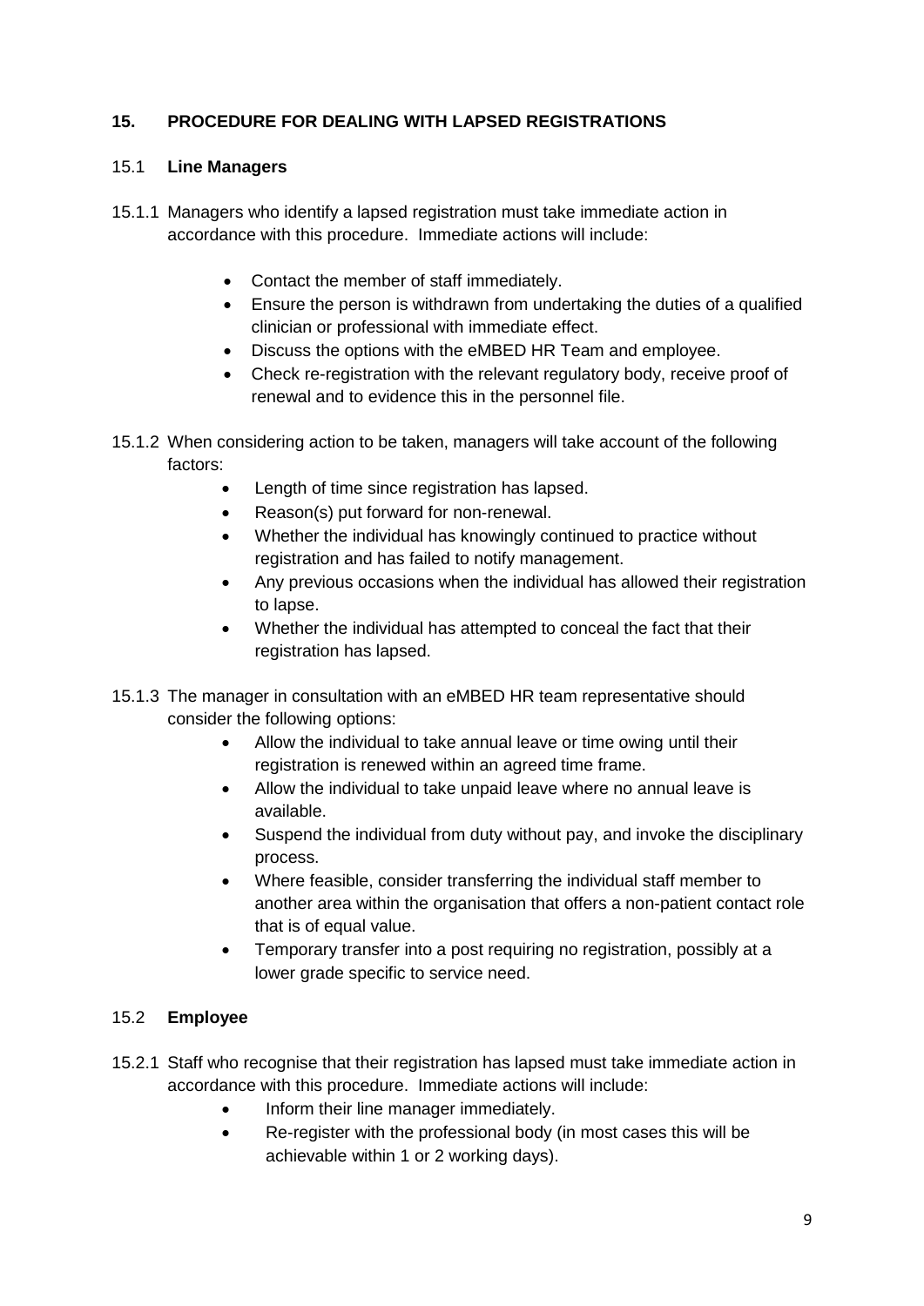## 15. PROCEDURE FOR DEALING WITH LAPSED REGISTRATIONS

### 15.1 Line Managers

15.1.1 Managers who identify a lapsed registration must take immediate action in accordance with this procedure. Immediate actions will include:

- Contact the member of staff immediately.
- Ensure the person is withdrawn from undertaking the duties of a qualified clinician or professional with immediate effect.
- Discuss the options with the eMBED HR Team and employee.
- Check re-registration with the relevant regulatory body, receive proof of renewal and to evidence this in the personnel file.

15.1.2 When considering action to be taken, managers will take account of the following factors:

- Length of time since registration has lapsed.
- Reason(s) put forward for non-renewal.
- Whether the individual has knowingly continued to practice without registration and has failed to notify management.
- Any previous occasions when the individual has allowed their registration to lapse.
- Whether the individual has attempted to conceal the fact that their registration has lapsed.

15.1.3 The manager in consultation with an eMBED HR team representative should consider the following options:

- Allow the individual to take annual leave or time owing until their registration is renewed within an agreed time frame.
- Allow the individual to take unpaid leave where no annual leave is available.
- Suspend the individual from duty without pay, and invoke the disciplinary process.
- Where feasible, consider transferring the individual staff member to another area within the organisation that offers a non-patient contact role that is of equal value.
- Temporary transfer into a post requiring no registration, possibly at a lower grade specific to service need.

### 15.2 Employee

15.2.1 Staff who recognise that their registration has lapsed must take immediate action in accordance with this procedure. Immediate actions will include:

- Inform their line manager immediately.
- Re-register with the professional body (in most cases this will be achievable within 1 or 2 working days).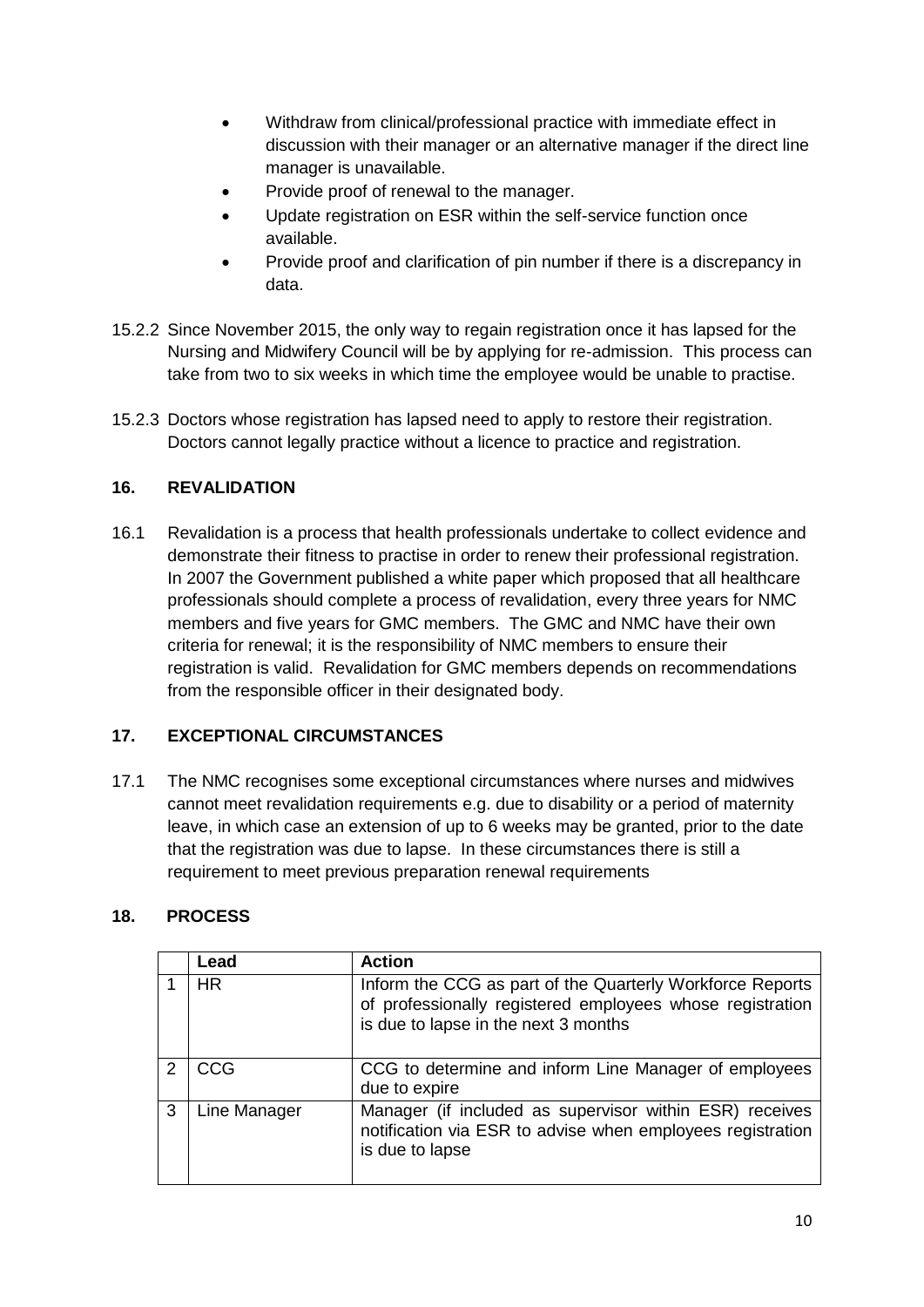- Withdraw from clinical/professional practice with immediate effect in discussion with their manager or an alternative manager if the direct line manager is unavailable.
- Provide proof of renewal to the manager.
- Update registration on ESR within the self-service function once available.
- Provide proof and clarification of pin number if there is a discrepancy in data.

15.2.2 Since November 2015, the only way to regain registration once it has lapsed for the Nursing and Midwifery Council will be by applying for re-admission. This process can take from two to six weeks in which time the employee would be unable to practise.

15.2.3 Doctors whose registration has lapsed need to apply to restore their registration. Doctors cannot legally practice without a licence to practice and registration.

## 16. REVALIDATION

16.1 Revalidation is a process that health professionals undertake to collect evidence and demonstrate their fitness to practise in order to renew their professional registration. In 2007 the Government published a white paper which proposed that all healthcare professionals should complete a process of revalidation, every three years for NMC members and five years for GMC members. The GMC and NMC have their own criteria for renewal; it is the responsibility of NMC members to ensure their registration is valid. Revalidation for GMC members depends on recommendations from the responsible officer in their designated body.

## 17. EXCEPTIONAL CIRCUMSTANCES

17.1 The NMC recognises some exceptional circumstances where nurses and midwives cannot meet revalidation requirements e.g. due to disability or a period of maternity leave, in which case an extension of up to 6 weeks may be granted, prior to the date that the registration was due to lapse. In these circumstances there is still a requirement to meet previous preparation renewal requirements

## 18. PROCESS

| | Lead | Action |
|---|---|---|
| 1 | HR | Inform the CCG as part of the Quarterly Workforce Reports of professionally registered employees whose registration is due to lapse in the next 3 months |
| 2 | CCG | CCG to determine and inform Line Manager of employees due to expire |
| 3 | Line Manager | Manager (if included as supervisor within ESR) receives notification via ESR to advise when employees registration is due to lapse |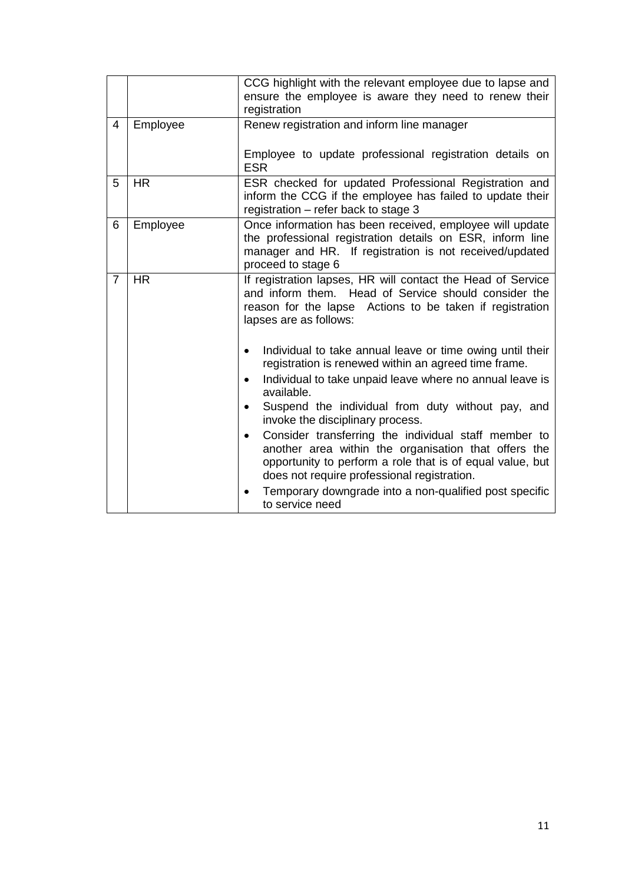| | | |
|---|---|---|
| | | CCG highlight with the relevant employee due to lapse and ensure the employee is aware they need to renew their registration |
| 4 | Employee | Renew registration and inform line manager<br><br>Employee to update professional registration details on ESR |
| 5 | HR | ESR checked for updated Professional Registration and inform the CCG if the employee has failed to update their registration – refer back to stage 3 |
| 6 | Employee | Once information has been received, employee will update the professional registration details on ESR, inform line manager and HR. If registration is not received/updated proceed to stage 6 |
| 7 | HR | If registration lapses, HR will contact the Head of Service and inform them. Head of Service should consider the reason for the lapse Actions to be taken if registration lapses are as follows:<br><br>• Individual to take annual leave or time owing until their registration is renewed within an agreed time frame.<br>• Individual to take unpaid leave where no annual leave is available.<br>• Suspend the individual from duty without pay, and invoke the disciplinary process.<br>• Consider transferring the individual staff member to another area within the organisation that offers the opportunity to perform a role that is of equal value, but does not require professional registration.<br>• Temporary downgrade into a non-qualified post specific to service need |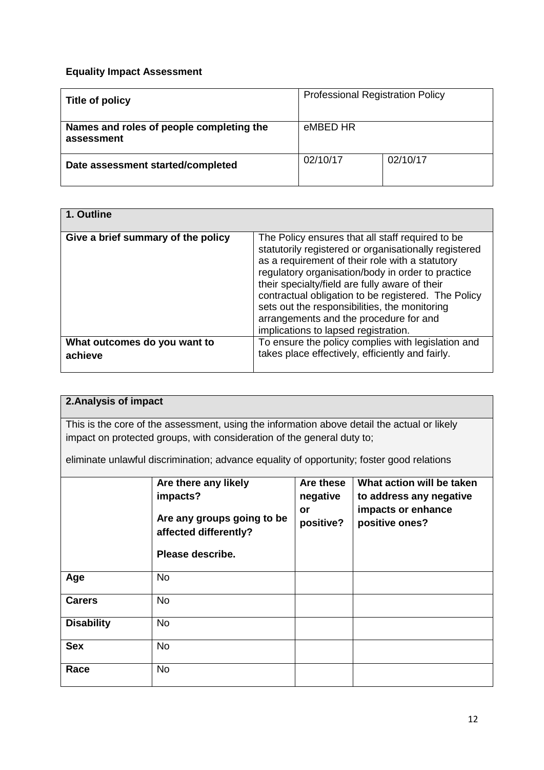**Equality Impact Assessment**

| Title of policy | Professional Registration Policy | |
|---|---|---|
| Names and roles of people completing the assessment | eMBED HR | |
| Date assessment started/completed | 02/10/17 | 02/10/17 |

| 1. Outline | |
|---|---|
| Give a brief summary of the policy | The Policy ensures that all staff required to be statutorily registered or organisationally registered as a requirement of their role with a statutory regulatory organisation/body in order to practice their specialty/field are fully aware of their contractual obligation to be registered. The Policy sets out the responsibilities, the monitoring arrangements and the procedure for and implications to lapsed registration. |
| What outcomes do you want to achieve | To ensure the policy complies with legislation and takes place effectively, efficiently and fairly. |

**2.Analysis of impact**

This is the core of the assessment, using the information above detail the actual or likely impact on protected groups, with consideration of the general duty to;

eliminate unlawful discrimination; advance equality of opportunity; foster good relations

| | Are there any likely impacts? Are any groups going to be affected differently? Please describe. | Are these negative or positive? | What action will be taken to address any negative impacts or enhance positive ones? |
|---|---|---|---|
| **Age** | No | | |
| **Carers** | No | | |
| **Disability** | No | | |
| **Sex** | No | | |
| **Race** | No | | |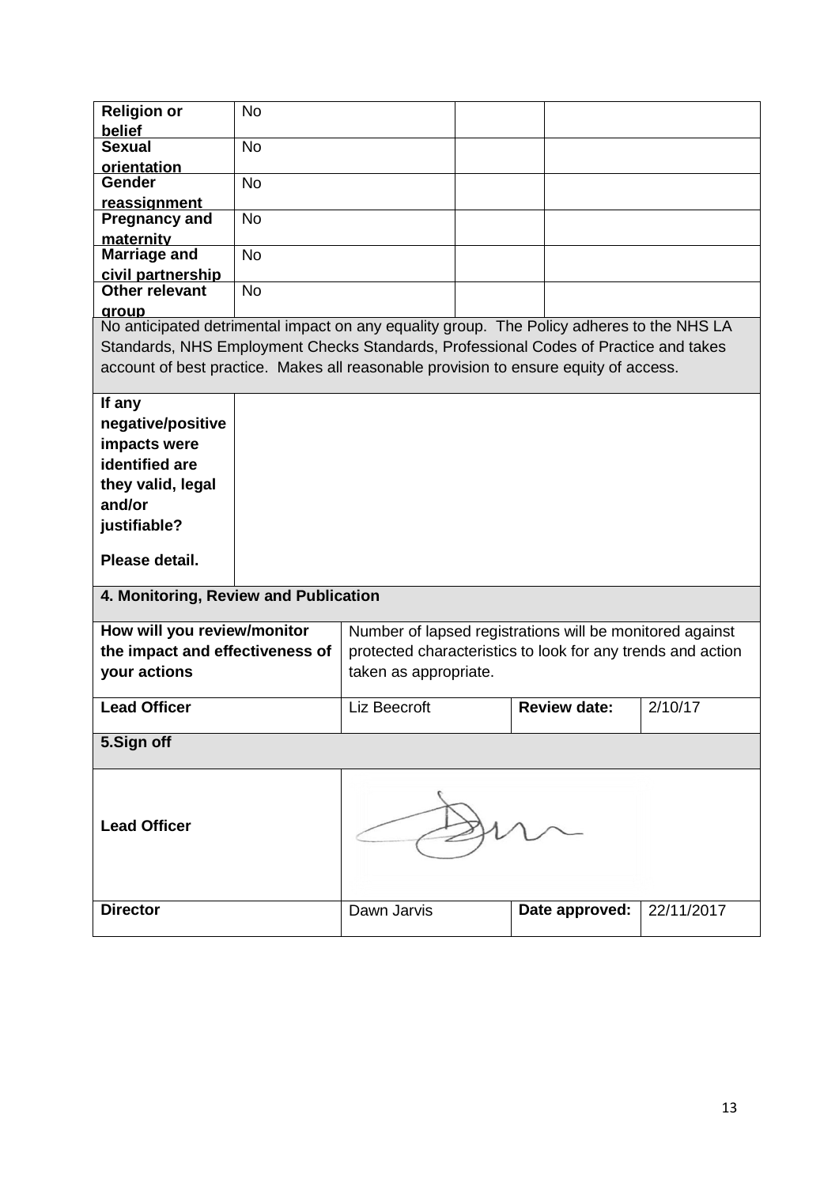| | | | |
|---|---|---|---|
| **Religion or belief** | No | | |
| **Sexual orientation** | No | | |
| **Gender reassignment** | No | | |
| **Pregnancy and maternity** | No | | |
| **Marriage and civil partnership** | No | | |
| **Other relevant group** | No | | |

No anticipated detrimental impact on any equality group. The Policy adheres to the NHS LA Standards, NHS Employment Checks Standards, Professional Codes of Practice and takes account of best practice. Makes all reasonable provision to ensure equity of access.

| | |
|---|---|
| **If any negative/positive impacts were identified are they valid, legal and/or justifiable?**<br><br>**Please detail.** | |

**4. Monitoring, Review and Publication**

| | | | |
|---|---|---|---|
| **How will you review/monitor the impact and effectiveness of your actions** | Number of lapsed registrations will be monitored against protected characteristics to look for any trends and action taken as appropriate. | | |
| **Lead Officer** | Liz Beecroft | **Review date:** | 2/10/17 |

**5.Sign off**

| | | | |
|---|---|---|---|
| **Lead Officer** | [signature] | | |
| **Director** | Dawn Jarvis | **Date approved:** | 22/11/2017 |